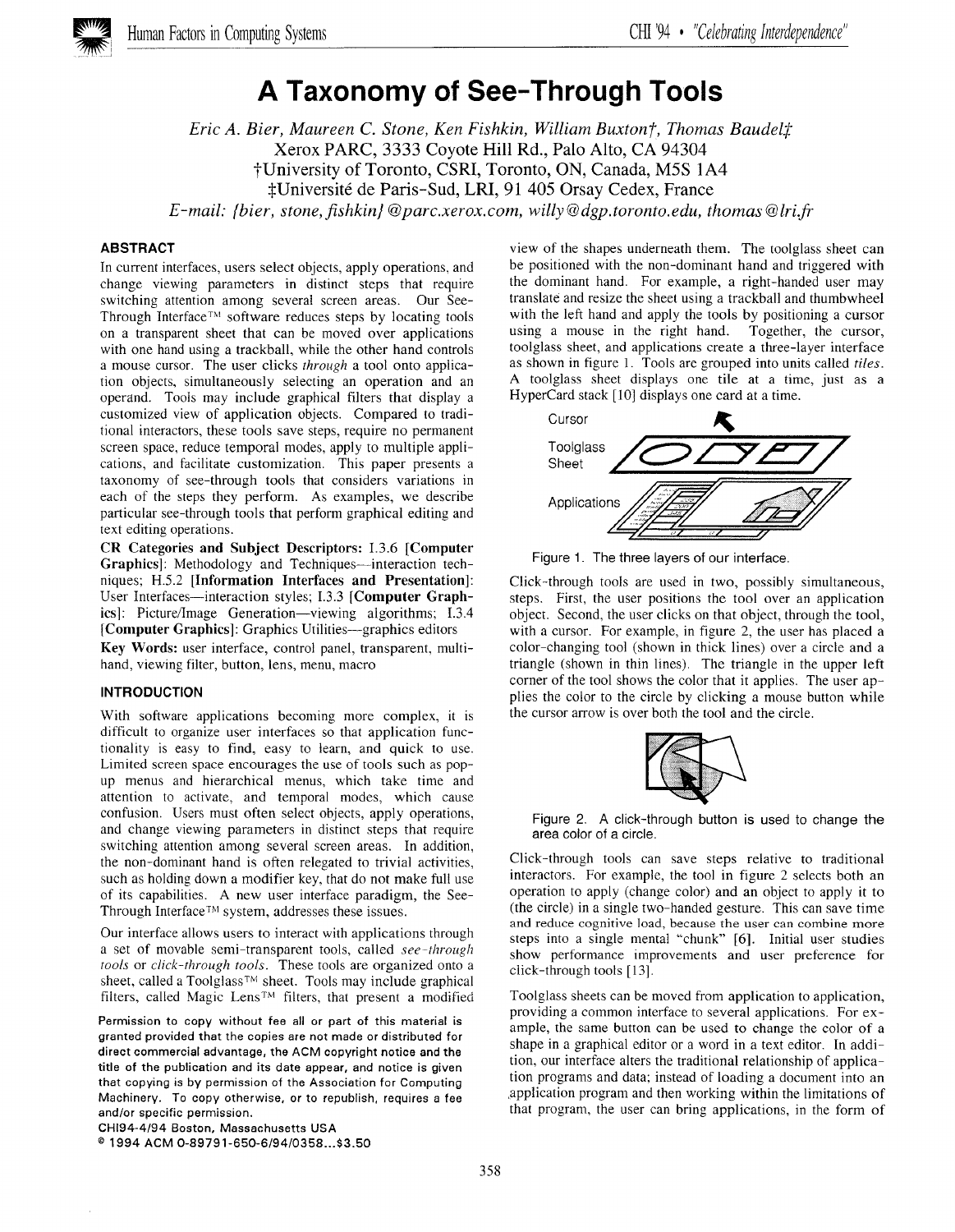# A Taxonomy of See-Through Tools

*Eric A. Bier, Maureen C. Stone, Ken Fishkin, William Buxton†, Thomas Baudel‡*
Xerox PARC, 3333 Coyote Hill Rd., Palo Alto, CA 94304
†University of Toronto, CSRI, Toronto, ON, Canada, M5S 1A4
‡Université de Paris-Sud, LRI, 91 405 Orsay Cedex, France
*E-mail: {bier, stone, fishkin} @parc.xerox.com, willy@dgp.toronto.edu, thomas@lri.fr*

## ABSTRACT

In current interfaces, users select objects, apply operations, and change viewing parameters in distinct steps that require switching attention among several screen areas. Our See-Through Interface™ software reduces steps by locating tools on a transparent sheet that can be moved over applications with one hand using a trackball, while the other hand controls a mouse cursor. The user clicks *through* a tool onto application objects, simultaneously selecting an operation and an operand. Tools may include graphical filters that display a customized view of application objects. Compared to traditional interactors, these tools save steps, require no permanent screen space, reduce temporal modes, apply to multiple applications, and facilitate customization. This paper presents a taxonomy of see-through tools that considers variations in each of the steps they perform. As examples, we describe particular see-through tools that perform graphical editing and text editing operations.

**CR Categories and Subject Descriptors:** I.3.6 **[Computer Graphics]**: Methodology and Techniques—interaction techniques; H.5.2 **[Information Interfaces and Presentation]**: User Interfaces—interaction styles; I.3.3 **[Computer Graphics]**: Picture/Image Generation—viewing algorithms; I.3.4 **[Computer Graphics]**: Graphics Utilities—graphics editors

**Key Words:** user interface, control panel, transparent, multi-hand, viewing filter, button, lens, menu, macro

## INTRODUCTION

With software applications becoming more complex, it is difficult to organize user interfaces so that application functionality is easy to find, easy to learn, and quick to use. Limited screen space encourages the use of tools such as pop-up menus and hierarchical menus, which take time and attention to activate, and temporal modes, which cause confusion. Users must often select objects, apply operations, and change viewing parameters in distinct steps that require switching attention among several screen areas. In addition, the non-dominant hand is often relegated to trivial activities, such as holding down a modifier key, that do not make full use of its capabilities. A new user interface paradigm, the See-Through Interface™ system, addresses these issues.

Our interface allows users to interact with applications through a set of movable semi-transparent tools, called *see-through tools* or *click-through tools*. These tools are organized onto a sheet, called a Toolglass™ sheet. Tools may include graphical filters, called Magic Lens™ filters, that present a modified view of the shapes underneath them. The toolglass sheet can be positioned with the non-dominant hand and triggered with the dominant hand. For example, a right-handed user may translate and resize the sheet using a trackball and thumbwheel with the left hand and apply the tools by positioning a cursor using a mouse in the right hand. Together, the cursor, toolglass sheet, and applications create a three-layer interface as shown in figure 1. Tools are grouped into units called *tiles*. A toolglass sheet displays one tile at a time, just as a HyperCard stack [10] displays one card at a time.

Cursor

Toolglass Sheet

Applications

Figure 1. The three layers of our interface.

Click-through tools are used in two, possibly simultaneous, steps. First, the user positions the tool over an application object. Second, the user clicks on that object, through the tool, with a cursor. For example, in figure 2, the user has placed a color-changing tool (shown in thick lines) over a circle and a triangle (shown in thin lines). The triangle in the upper left corner of the tool shows the color that it applies. The user applies the color to the circle by clicking a mouse button while the cursor arrow is over both the tool and the circle.

Figure 2. A click-through button is used to change the area color of a circle.

Click-through tools can save steps relative to traditional interactors. For example, the tool in figure 2 selects both an operation to apply (change color) and an object to apply it to (the circle) in a single two-handed gesture. This can save time and reduce cognitive load, because the user can combine more steps into a single mental "chunk" [6]. Initial user studies show performance improvements and user preference for click-through tools [13].

Toolglass sheets can be moved from application to application, providing a common interface to several applications. For example, the same button can be used to change the color of a shape in a graphical editor or a word in a text editor. In addition, our interface alters the traditional relationship of application programs and data; instead of loading a document into an application program and then working within the limitations of that program, the user can bring applications, in the form of

Permission to copy without fee all or part of this material is granted provided that the copies are not made or distributed for direct commercial advantage, the ACM copyright notice and the title of the publication and its date appear, and notice is given that copying is by permission of the Association for Computing Machinery. To copy otherwise, or to republish, requires a fee and/or specific permission.
CHI94-4/94 Boston, Massachusetts USA
© 1994 ACM 0-89791-650-6/94/0358...$3.50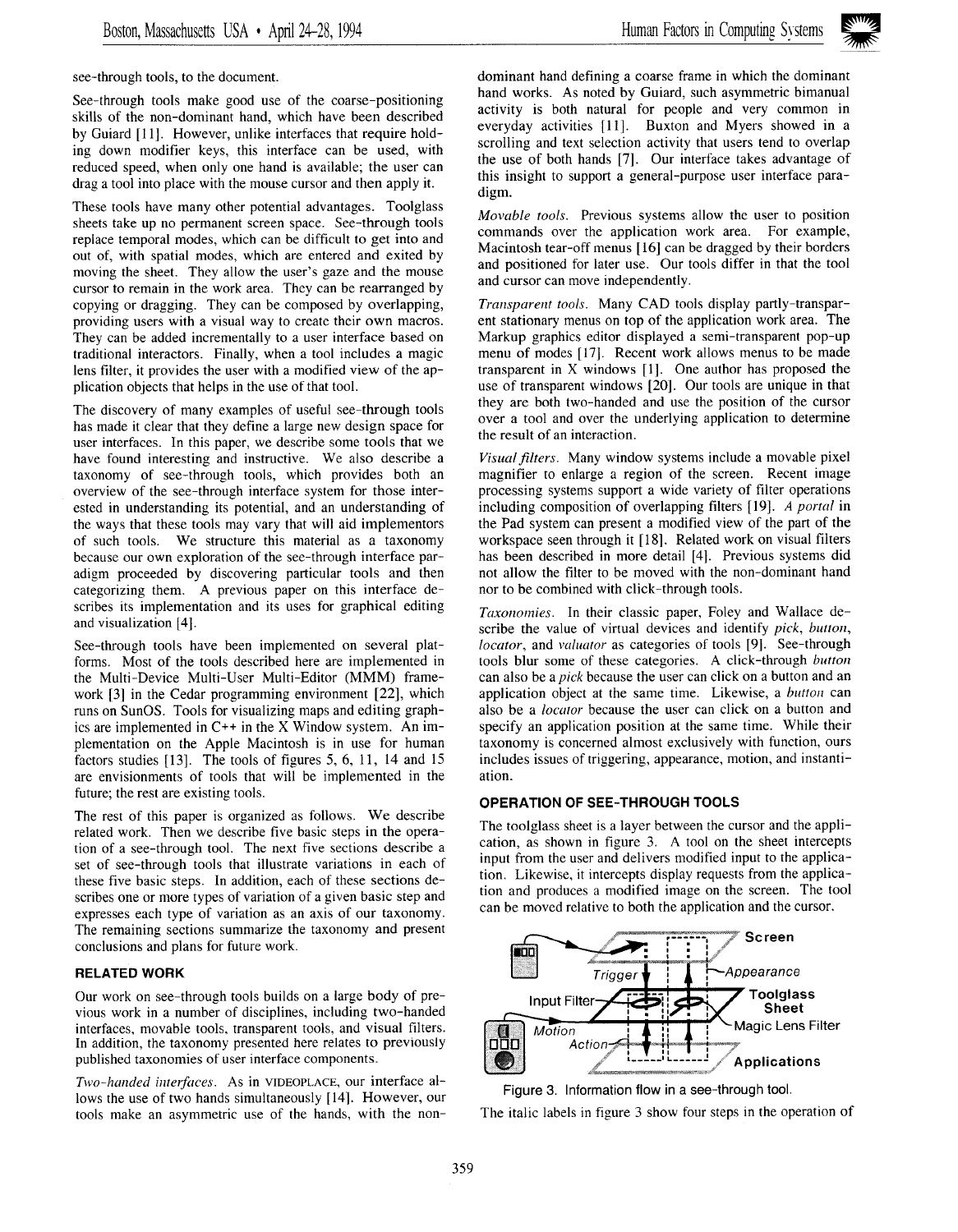see-through tools, to the document.

See-through tools make good use of the coarse-positioning skills of the non-dominant hand, which have been described by Guiard [11]. However, unlike interfaces that require holding down modifier keys, this interface can be used, with reduced speed, when only one hand is available; the user can drag a tool into place with the mouse cursor and then apply it.

These tools have many other potential advantages. Toolglass sheets take up no permanent screen space. See-through tools replace temporal modes, which can be difficult to get into and out of, with spatial modes, which are entered and exited by moving the sheet. They allow the user's gaze and the mouse cursor to remain in the work area. They can be rearranged by copying or dragging. They can be composed by overlapping, providing users with a visual way to create their own macros. They can be added incrementally to a user interface based on traditional interactors. Finally, when a tool includes a magic lens filter, it provides the user with a modified view of the application objects that helps in the use of that tool.

The discovery of many examples of useful see-through tools has made it clear that they define a large new design space for user interfaces. In this paper, we describe some tools that we have found interesting and instructive. We also describe a taxonomy of see-through tools, which provides both an overview of the see-through interface system for those interested in understanding its potential, and an understanding of the ways that these tools may vary that will aid implementors of such tools. We structure this material as a taxonomy because our own exploration of the see-through interface paradigm proceeded by discovering particular tools and then categorizing them. A previous paper on this interface describes its implementation and its uses for graphical editing and visualization [4].

See-through tools have been implemented on several platforms. Most of the tools described here are implemented in the Multi-Device Multi-User Multi-Editor (MMM) framework [3] in the Cedar programming environment [22], which runs on SunOS. Tools for visualizing maps and editing graphics are implemented in C++ in the X Window system. An implementation on the Apple Macintosh is in use for human factors studies [13]. The tools of figures 5, 6, 11, 14 and 15 are envisionments of tools that will be implemented in the future; the rest are existing tools.

The rest of this paper is organized as follows. We describe related work. Then we describe five basic steps in the operation of a see-through tool. The next five sections describe a set of see-through tools that illustrate variations in each of these five basic steps. In addition, each of these sections describes one or more types of variation of a given basic step and expresses each type of variation as an axis of our taxonomy. The remaining sections summarize the taxonomy and present conclusions and plans for future work.

## RELATED WORK

Our work on see-through tools builds on a large body of previous work in a number of disciplines, including two-handed interfaces, movable tools, transparent tools, and visual filters. In addition, the taxonomy presented here relates to previously published taxonomies of user interface components.

*Two-handed interfaces.* As in VIDEOPLACE, our interface allows the use of two hands simultaneously [14]. However, our tools make an asymmetric use of the hands, with the non-dominant hand defining a coarse frame in which the dominant hand works. As noted by Guiard, such asymmetric bimanual activity is both natural for people and very common in everyday activities [11]. Buxton and Myers showed in a scrolling and text selection activity that users tend to overlap the use of both hands [7]. Our interface takes advantage of this insight to support a general-purpose user interface paradigm.

*Movable tools.* Previous systems allow the user to position commands over the application work area. For example, Macintosh tear-off menus [16] can be dragged by their borders and positioned for later use. Our tools differ in that the tool and cursor can move independently.

*Transparent tools.* Many CAD tools display partly-transparent stationary menus on top of the application work area. The Markup graphics editor displayed a semi-transparent pop-up menu of modes [17]. Recent work allows menus to be made transparent in X windows [1]. One author has proposed the use of transparent windows [20]. Our tools are unique in that they are both two-handed and use the position of the cursor over a tool and over the underlying application to determine the result of an interaction.

*Visual filters.* Many window systems include a movable pixel magnifier to enlarge a region of the screen. Recent image processing systems support a wide variety of filter operations including composition of overlapping filters [19]. *A portal* in the Pad system can present a modified view of the part of the workspace seen through it [18]. Related work on visual filters has been described in more detail [4]. Previous systems did not allow the filter to be moved with the non-dominant hand nor to be combined with click-through tools.

*Taxonomies.* In their classic paper, Foley and Wallace describe the value of virtual devices and identify *pick*, *button*, *locator*, and *valuator* as categories of tools [9]. See-through tools blur some of these categories. A click-through *button* can also be a *pick* because the user can click on a button and an application object at the same time. Likewise, a *button* can also be a *locator* because the user can click on a button and specify an application position at the same time. While their taxonomy is concerned almost exclusively with function, ours includes issues of triggering, appearance, motion, and instantiation.

## OPERATION OF SEE-THROUGH TOOLS

The toolglass sheet is a layer between the cursor and the application, as shown in figure 3. A tool on the sheet intercepts input from the user and delivers modified input to the application. Likewise, it intercepts display requests from the application and produces a modified image on the screen. The tool can be moved relative to both the application and the cursor.

Figure 3. Information flow in a see-through tool.

The italic labels in figure 3 show four steps in the operation of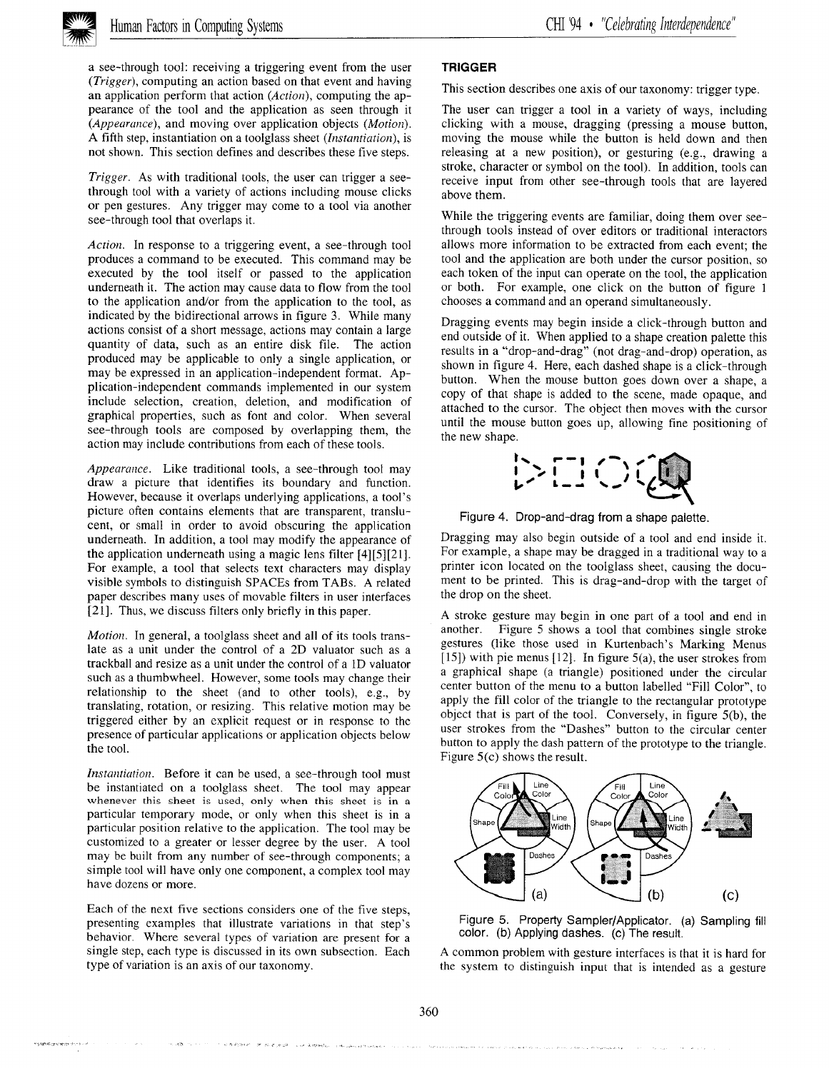a see-through tool: receiving a triggering event from the user (*Trigger*), computing an action based on that event and having an application perform that action (*Action*), computing the appearance of the tool and the application as seen through it (*Appearance*), and moving over application objects (*Motion*). A fifth step, instantiation on a toolglass sheet (*Instantiation*), is not shown. This section defines and describes these five steps.

*Trigger*. As with traditional tools, the user can trigger a see-through tool with a variety of actions including mouse clicks or pen gestures. Any trigger may come to a tool via another see-through tool that overlaps it.

*Action*. In response to a triggering event, a see-through tool produces a command to be executed. This command may be executed by the tool itself or passed to the application underneath it. The action may cause data to flow from the tool to the application and/or from the application to the tool, as indicated by the bidirectional arrows in figure 3. While many actions consist of a short message, actions may contain a large quantity of data, such as an entire disk file. The action produced may be applicable to only a single application, or may be expressed in an application-independent format. Application-independent commands implemented in our system include selection, creation, deletion, and modification of graphical properties, such as font and color. When several see-through tools are composed by overlapping them, the action may include contributions from each of these tools.

*Appearance*. Like traditional tools, a see-through tool may draw a picture that identifies its boundary and function. However, because it overlaps underlying applications, a tool's picture often contains elements that are transparent, translucent, or small in order to avoid obscuring the application underneath. In addition, a tool may modify the appearance of the application underneath using a magic lens filter [4][5][21]. For example, a tool that selects text characters may display visible symbols to distinguish SPACEs from TABs. A related paper describes many uses of movable filters in user interfaces [21]. Thus, we discuss filters only briefly in this paper.

*Motion*. In general, a toolglass sheet and all of its tools translate as a unit under the control of a 2D valuator such as a trackball and resize as a unit under the control of a 1D valuator such as a thumbwheel. However, some tools may change their relationship to the sheet (and to other tools), e.g., by translating, rotation, or resizing. This relative motion may be triggered either by an explicit request or in response to the presence of particular applications or application objects below the tool.

*Instantiation*. Before it can be used, a see-through tool must be instantiated on a toolglass sheet. The tool may appear whenever this sheet is used, only when this sheet is in a particular temporary mode, or only when this sheet is in a particular position relative to the application. The tool may be customized to a greater or lesser degree by the user. A tool may be built from any number of see-through components; a simple tool will have only one component, a complex tool may have dozens or more.

Each of the next five sections considers one of the five steps, presenting examples that illustrate variations in that step's behavior. Where several types of variation are present for a single step, each type is discussed in its own subsection. Each type of variation is an axis of our taxonomy.

## TRIGGER

This section describes one axis of our taxonomy: trigger type.

The user can trigger a tool in a variety of ways, including clicking with a mouse, dragging (pressing a mouse button, moving the mouse while the button is held down and then releasing at a new position), or gesturing (e.g., drawing a stroke, character or symbol on the tool). In addition, tools can receive input from other see-through tools that are layered above them.

While the triggering events are familiar, doing them over see-through tools instead of over editors or traditional interactors allows more information to be extracted from each event; the tool and the application are both under the cursor position, so each token of the input can operate on the tool, the application or both. For example, one click on the button of figure 1 chooses a command and an operand simultaneously.

Dragging events may begin inside a click-through button and end outside of it. When applied to a shape creation palette this results in a "drop-and-drag" (not drag-and-drop) operation, as shown in figure 4. Here, each dashed shape is a click-through button. When the mouse button goes down over a shape, a copy of that shape is added to the scene, made opaque, and attached to the cursor. The object then moves with the cursor until the mouse button goes up, allowing fine positioning of the new shape.

Figure 4. Drop-and-drag from a shape palette.

Dragging may also begin outside of a tool and end inside it. For example, a shape may be dragged in a traditional way to a printer icon located on the toolglass sheet, causing the document to be printed. This is drag-and-drop with the target of the drop on the sheet.

A stroke gesture may begin in one part of a tool and end in another. Figure 5 shows a tool that combines single stroke gestures (like those used in Kurtenbach's Marking Menus [15]) with pie menus [12]. In figure 5(a), the user strokes from a graphical shape (a triangle) positioned under the circular center button of the menu to a button labelled "Fill Color", to apply the fill color of the triangle to the rectangular prototype object that is part of the tool. Conversely, in figure 5(b), the user strokes from the "Dashes" button to the circular center button to apply the dash pattern of the prototype to the triangle. Figure 5(c) shows the result.

Figure 5. Property Sampler/Applicator. (a) Sampling fill color. (b) Applying dashes. (c) The result.

A common problem with gesture interfaces is that it is hard for the system to distinguish input that is intended as a gesture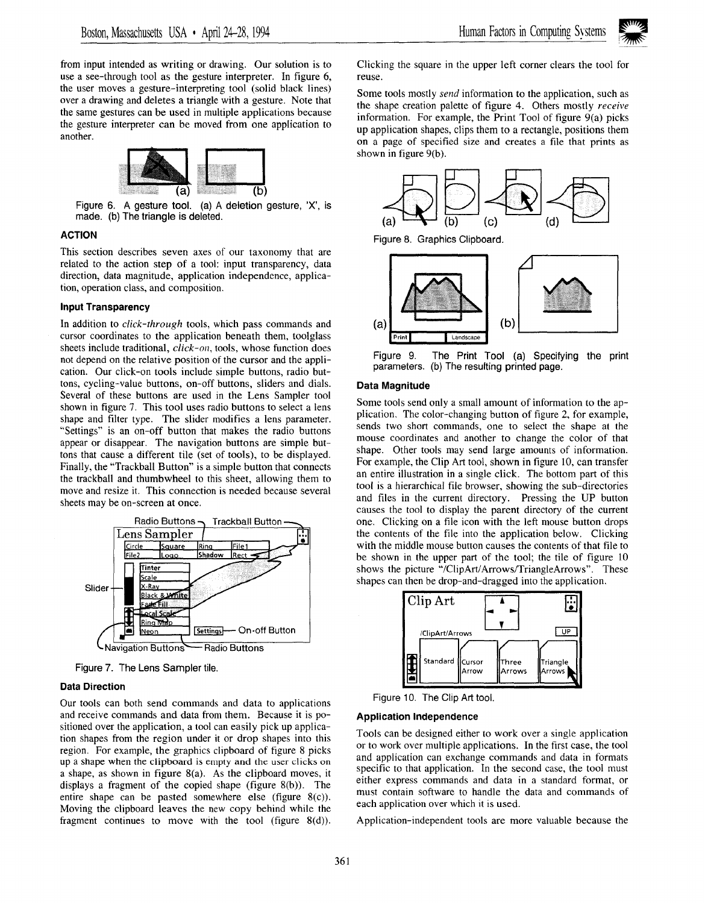from input intended as writing or drawing. Our solution is to use a see-through tool as the gesture interpreter. In figure 6, the user moves a gesture-interpreting tool (solid black lines) over a drawing and deletes a triangle with a gesture. Note that the same gestures can be used in multiple applications because the gesture interpreter can be moved from one application to another.

Figure 6. A gesture tool. (a) A deletion gesture, 'X', is made. (b) The triangle is deleted.

### ACTION

This section describes seven axes of our taxonomy that are related to the action step of a tool: input transparency, data direction, data magnitude, application independence, application, operation class, and composition.

#### Input Transparency

In addition to *click-through* tools, which pass commands and cursor coordinates to the application beneath them, toolglass sheets include traditional, *click-on*, tools, whose function does not depend on the relative position of the cursor and the application. Our click-on tools include simple buttons, radio buttons, cycling-value buttons, on-off buttons, sliders and dials. Several of these buttons are used in the Lens Sampler tool shown in figure 7. This tool uses radio buttons to select a lens shape and filter type. The slider modifies a lens parameter. "Settings" is an on-off button that makes the radio buttons appear or disappear. The navigation buttons are simple buttons that cause a different tile (set of tools), to be displayed. Finally, the "Trackball Button" is a simple button that connects the trackball and thumbwheel to this sheet, allowing them to move and resize it. This connection is needed because several sheets may be on-screen at once.

Figure 7. The Lens Sampler tile.

#### Data Direction

Our tools can both send commands and data to applications and receive commands and data from them. Because it is positioned over the application, a tool can easily pick up application shapes from the region under it or drop shapes into this region. For example, the graphics clipboard of figure 8 picks up a shape when the clipboard is empty and the user clicks on a shape, as shown in figure 8(a). As the clipboard moves, it displays a fragment of the copied shape (figure 8(b)). The entire shape can be pasted somewhere else (figure 8(c)). Moving the clipboard leaves the new copy behind while the fragment continues to move with the tool (figure 8(d)). Clicking the square in the upper left corner clears the tool for reuse.

Some tools mostly *send* information to the application, such as the shape creation palette of figure 4. Others mostly *receive* information. For example, the Print Tool of figure 9(a) picks up application shapes, clips them to a rectangle, positions them on a page of specified size and creates a file that prints as shown in figure 9(b).

Figure 8. Graphics Clipboard.

Figure 9. The Print Tool (a) Specifying the print parameters. (b) The resulting printed page.

#### Data Magnitude

Some tools send only a small amount of information to the application. The color-changing button of figure 2, for example, sends two short commands, one to select the shape at the mouse coordinates and another to change the color of that shape. Other tools may send large amounts of information. For example, the Clip Art tool, shown in figure 10, can transfer an entire illustration in a single click. The bottom part of this tool is a hierarchical file browser, showing the sub-directories and files in the current directory. Pressing the UP button causes the tool to display the parent directory of the current one. Clicking on a file icon with the left mouse button drops the contents of the file into the application below. Clicking with the middle mouse button causes the contents of that file to be shown in the upper part of the tool; the tile of figure 10 shows the picture "/ClipArt/Arrows/TriangleArrows". These shapes can then be drop-and-dragged into the application.

Figure 10. The Clip Art tool.

#### Application Independence

Tools can be designed either to work over a single application or to work over multiple applications. In the first case, the tool and application can exchange commands and data in formats specific to that application. In the second case, the tool must either express commands and data in a standard format, or must contain software to handle the data and commands of each application over which it is used.

Application-independent tools are more valuable because the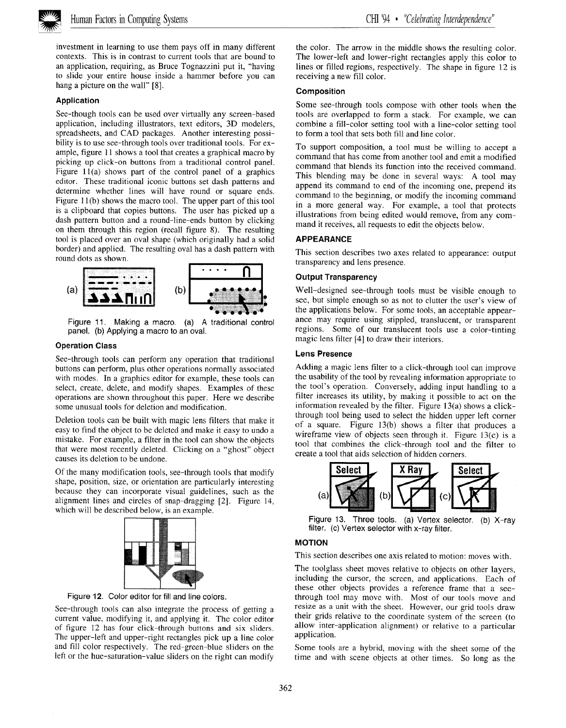investment in learning to use them pays off in many different contexts. This is in contrast to current tools that are bound to an application, requiring, as Bruce Tognazzini put it, "having to slide your entire house inside a hammer before you can hang a picture on the wall" [8].

### Application

See-though tools can be used over virtually any screen-based application, including illustrators, text editors, 3D modelers, spreadsheets, and CAD packages. Another interesting possibility is to use see-through tools over traditional tools. For example, figure 11 shows a tool that creates a graphical macro by picking up click-on buttons from a traditional control panel. Figure 11(a) shows part of the control panel of a graphics editor. These traditional iconic buttons set dash patterns and determine whether lines will have round or square ends. Figure 11(b) shows the macro tool. The upper part of this tool is a clipboard that copies buttons. The user has picked up a dash pattern button and a round-line-ends button by clicking on them through this region (recall figure 8). The resulting tool is placed over an oval shape (which originally had a solid border) and applied. The resulting oval has a dash pattern with round dots as shown.

Figure 11. Making a macro. (a) A traditional control panel. (b) Applying a macro to an oval.

### Operation Class

See-through tools can perform any operation that traditional buttons can perform, plus other operations normally associated with modes. In a graphics editor for example, these tools can select, create, delete, and modify shapes. Examples of these operations are shown throughout this paper. Here we describe some unusual tools for deletion and modification.

Deletion tools can be built with magic lens filters that make it easy to find the object to be deleted and make it easy to undo a mistake. For example, a filter in the tool can show the objects that were most recently deleted. Clicking on a "ghost" object causes its deletion to be undone.

Of the many modification tools, see-through tools that modify shape, position, size, or orientation are particularly interesting because they can incorporate visual guidelines, such as the alignment lines and circles of snap-dragging [2]. Figure 14, which will be described below, is an example.

Figure 12. Color editor for fill and line colors.

See-through tools can also integrate the process of getting a current value, modifying it, and applying it. The color editor of figure 12 has four click-through buttons and six sliders. The upper-left and upper-right rectangles pick up a line color and fill color respectively. The red-green-blue sliders on the left or the hue-saturation-value sliders on the right can modify the color. The arrow in the middle shows the resulting color. The lower-left and lower-right rectangles apply this color to lines or filled regions, respectively. The shape in figure 12 is receiving a new fill color.

### Composition

Some see-through tools compose with other tools when the tools are overlapped to form a stack. For example, we can combine a fill-color setting tool with a line-color setting tool to form a tool that sets both fill and line color.

To support composition, a tool must be willing to accept a command that has come from another tool and emit a modified command that blends its function into the received command. This blending may be done in several ways: A tool may append its command to end of the incoming one, prepend its command to the beginning, or modify the incoming command in a more general way. For example, a tool that protects illustrations from being edited would remove, from any command it receives, all requests to edit the objects below.

## APPEARANCE

This section describes two axes related to appearance: output transparency and lens presence.

### Output Transparency

Well-designed see-through tools must be visible enough to see, but simple enough so as not to clutter the user's view of the applications below. For some tools, an acceptable appearance may require using stippled, translucent, or transparent regions. Some of our translucent tools use a color-tinting magic lens filter [4] to draw their interiors.

### Lens Presence

Adding a magic lens filter to a click-through tool can improve the usability of the tool by revealing information appropriate to the tool's operation. Conversely, adding input handling to a filter increases its utility, by making it possible to act on the information revealed by the filter. Figure 13(a) shows a click-through tool being used to select the hidden upper left corner of a square. Figure 13(b) shows a filter that produces a wireframe view of objects seen through it. Figure 13(c) is a tool that combines the click-through tool and the filter to create a tool that aids selection of hidden corners.

Figure 13. Three tools. (a) Vertex selector. (b) X-ray filter. (c) Vertex selector with x-ray filter.

## MOTION

This section describes one axis related to motion: moves with.

The toolglass sheet moves relative to objects on other layers, including the cursor, the screen, and applications. Each of these other objects provides a reference frame that a see-through tool may move with. Most of our tools move and resize as a unit with the sheet. However, our grid tools draw their grids relative to the coordinate system of the screen (to allow inter-application alignment) or relative to a particular application.

Some tools are a hybrid, moving with the sheet some of the time and with scene objects at other times. So long as the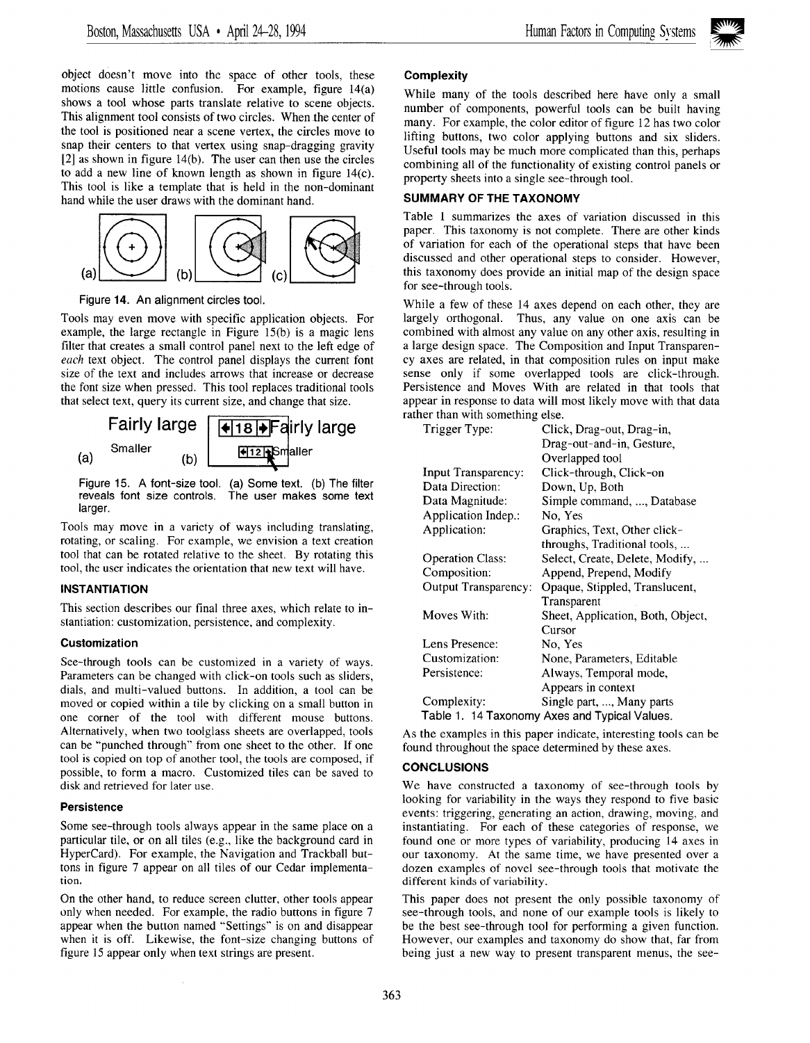object doesn't move into the space of other tools, these motions cause little confusion. For example, figure 14(a) shows a tool whose parts translate relative to scene objects. This alignment tool consists of two circles. When the center of the tool is positioned near a scene vertex, the circles move to snap their centers to that vertex using snap-dragging gravity [2] as shown in figure 14(b). The user can then use the circles to add a new line of known length as shown in figure 14(c). This tool is like a template that is held in the non-dominant hand while the user draws with the dominant hand.

(a) (b) (c)

Figure 14. An alignment circles tool.

Tools may even move with specific application objects. For example, the large rectangle in Figure 15(b) is a magic lens filter that creates a small control panel next to the left edge of *each* text object. The control panel displays the current font size of the text and includes arrows that increase or decrease the font size when pressed. This tool replaces traditional tools that select text, query its current size, and change that size.

(a) Fairly large Smaller

(b) 18 Fairly large 12 Smaller

Figure 15. A font-size tool. (a) Some text. (b) The filter reveals font size controls. The user makes some text larger.

Tools may move in a variety of ways including translating, rotating, or scaling. For example, we envision a text creation tool that can be rotated relative to the sheet. By rotating this tool, the user indicates the orientation that new text will have.

## INSTANTIATION

This section describes our final three axes, which relate to instantiation: customization, persistence, and complexity.

### Customization

See-through tools can be customized in a variety of ways. Parameters can be changed with click-on tools such as sliders, dials, and multi-valued buttons. In addition, a tool can be moved or copied within a tile by clicking on a small button in one corner of the tool with different mouse buttons. Alternatively, when two toolglass sheets are overlapped, tools can be "punched through" from one sheet to the other. If one tool is copied on top of another tool, the tools are composed, if possible, to form a macro. Customized tiles can be saved to disk and retrieved for later use.

### Persistence

Some see-through tools always appear in the same place on a particular tile, or on all tiles (e.g., like the background card in HyperCard). For example, the Navigation and Trackball buttons in figure 7 appear on all tiles of our Cedar implementation.

On the other hand, to reduce screen clutter, other tools appear only when needed. For example, the radio buttons in figure 7 appear when the button named "Settings" is on and disappear when it is off. Likewise, the font-size changing buttons of figure 15 appear only when text strings are present.

### Complexity

While many of the tools described here have only a small number of components, powerful tools can be built having many. For example, the color editor of figure 12 has two color lifting buttons, two color applying buttons and six sliders. Useful tools may be much more complicated than this, perhaps combining all of the functionality of existing control panels or property sheets into a single see-through tool.

## SUMMARY OF THE TAXONOMY

Table 1 summarizes the axes of variation discussed in this paper. This taxonomy is not complete. There are other kinds of variation for each of the operational steps that have been discussed and other operational steps to consider. However, this taxonomy does provide an initial map of the design space for see-through tools.

While a few of these 14 axes depend on each other, they are largely orthogonal. Thus, any value on one axis can be combined with almost any value on any other axis, resulting in a large design space. The Composition and Input Transparency axes are related, in that composition rules on input make sense only if some overlapped tools are click-through. Persistence and Moves With are related in that tools that appear in response to data will most likely move with that data rather than with something else.

| | |
|---|---|
| Trigger Type: | Click, Drag-out, Drag-in, Drag-out-and-in, Gesture, Overlapped tool |
| Input Transparency: | Click-through, Click-on |
| Data Direction: | Down, Up, Both |
| Data Magnitude: | Simple command, ..., Database |
| Application Indep.: | No, Yes |
| Application: | Graphics, Text, Other click-throughs, Traditional tools, ... |
| Operation Class: | Select, Create, Delete, Modify, ... |
| Composition: | Append, Prepend, Modify |
| Output Transparency: | Opaque, Stippled, Translucent, Transparent |
| Moves With: | Sheet, Application, Both, Object, Cursor |
| Lens Presence: | No, Yes |
| Customization: | None, Parameters, Editable |
| Persistence: | Always, Temporal mode, Appears in context |
| Complexity: | Single part, ..., Many parts |

Table 1. 14 Taxonomy Axes and Typical Values.

As the examples in this paper indicate, interesting tools can be found throughout the space determined by these axes.

## CONCLUSIONS

We have constructed a taxonomy of see-through tools by looking for variability in the ways they respond to five basic events: triggering, generating an action, drawing, moving, and instantiating. For each of these categories of response, we found one or more types of variability, producing 14 axes in our taxonomy. At the same time, we have presented over a dozen examples of novel see-through tools that motivate the different kinds of variability.

This paper does not present the only possible taxonomy of see-through tools, and none of our example tools is likely to be the best see-through tool for performing a given function. However, our examples and taxonomy do show that, far from being just a new way to present transparent menus, the see-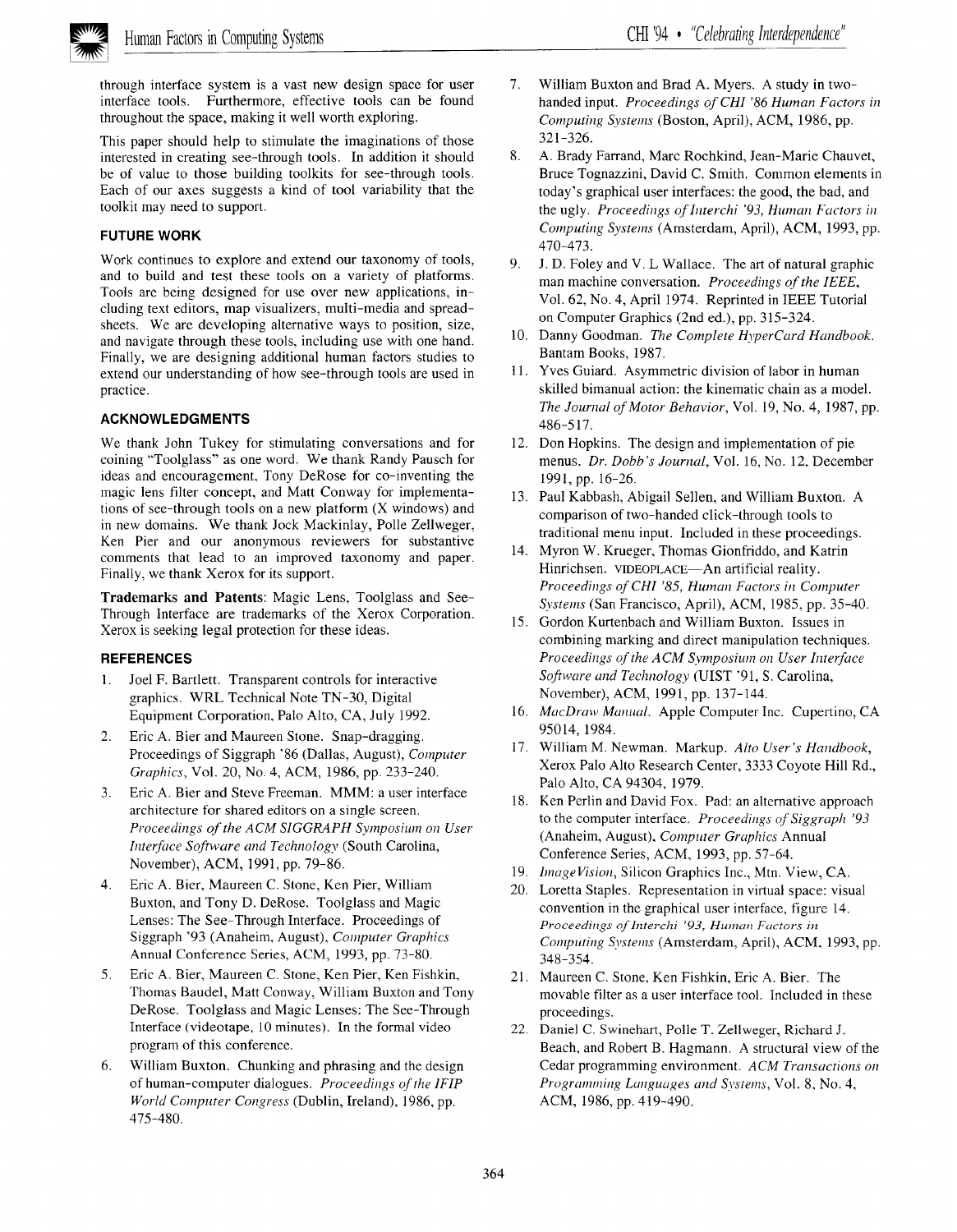through interface system is a vast new design space for user interface tools. Furthermore, effective tools can be found throughout the space, making it well worth exploring.

This paper should help to stimulate the imaginations of those interested in creating see-through tools. In addition it should be of value to those building toolkits for see-through tools. Each of our axes suggests a kind of tool variability that the toolkit may need to support.

## FUTURE WORK

Work continues to explore and extend our taxonomy of tools, and to build and test these tools on a variety of platforms. Tools are being designed for use over new applications, including text editors, map visualizers, multi-media and spreadsheets. We are developing alternative ways to position, size, and navigate through these tools, including use with one hand. Finally, we are designing additional human factors studies to extend our understanding of how see-through tools are used in practice.

## ACKNOWLEDGMENTS

We thank John Tukey for stimulating conversations and for coining "Toolglass" as one word. We thank Randy Pausch for ideas and encouragement, Tony DeRose for co-inventing the magic lens filter concept, and Matt Conway for implementations of see-through tools on a new platform (X windows) and in new domains. We thank Jock Mackinlay, Polle Zellweger, Ken Pier and our anonymous reviewers for substantive comments that lead to an improved taxonomy and paper. Finally, we thank Xerox for its support.

**Trademarks and Patents**: Magic Lens, Toolglass and See-Through Interface are trademarks of the Xerox Corporation. Xerox is seeking legal protection for these ideas.

## REFERENCES

1. Joel F. Bartlett. Transparent controls for interactive graphics. WRL Technical Note TN-30, Digital Equipment Corporation, Palo Alto, CA, July 1992.
2. Eric A. Bier and Maureen Stone. Snap-dragging. Proceedings of Siggraph '86 (Dallas, August), *Computer Graphics*, Vol. 20, No. 4, ACM, 1986, pp. 233-240.
3. Eric A. Bier and Steve Freeman. MMM: a user interface architecture for shared editors on a single screen. *Proceedings of the ACM SIGGRAPH Symposium on User Interface Software and Technology* (South Carolina, November), ACM, 1991, pp. 79-86.
4. Eric A. Bier, Maureen C. Stone, Ken Pier, William Buxton, and Tony D. DeRose. Toolglass and Magic Lenses: The See-Through Interface. Proceedings of Siggraph '93 (Anaheim, August), *Computer Graphics* Annual Conference Series, ACM, 1993, pp. 73-80.
5. Eric A. Bier, Maureen C. Stone, Ken Pier, Ken Fishkin, Thomas Baudel, Matt Conway, William Buxton and Tony DeRose. Toolglass and Magic Lenses: The See-Through Interface (videotape, 10 minutes). In the formal video program of this conference.
6. William Buxton. Chunking and phrasing and the design of human-computer dialogues. *Proceedings of the IFIP World Computer Congress* (Dublin, Ireland), 1986, pp. 475-480.
7. William Buxton and Brad A. Myers. A study in two-handed input. *Proceedings of CHI '86 Human Factors in Computing Systems* (Boston, April), ACM, 1986, pp. 321-326.
8. A. Brady Farrand, Marc Rochkind, Jean-Marie Chauvet, Bruce Tognazzini, David C. Smith. Common elements in today's graphical user interfaces: the good, the bad, and the ugly. *Proceedings of Interchi '93, Human Factors in Computing Systems* (Amsterdam, April), ACM, 1993, pp. 470-473.
9. J. D. Foley and V. L Wallace. The art of natural graphic man machine conversation. *Proceedings of the IEEE*, Vol. 62, No. 4, April 1974. Reprinted in IEEE Tutorial on Computer Graphics (2nd ed.), pp. 315-324.
10. Danny Goodman. *The Complete HyperCard Handbook*. Bantam Books, 1987.
11. Yves Guiard. Asymmetric division of labor in human skilled bimanual action: the kinematic chain as a model. *The Journal of Motor Behavior*, Vol. 19, No. 4, 1987, pp. 486-517.
12. Don Hopkins. The design and implementation of pie menus. *Dr. Dobb's Journal*, Vol. 16, No. 12, December 1991, pp. 16-26.
13. Paul Kabbash, Abigail Sellen, and William Buxton. A comparison of two-handed click-through tools to traditional menu input. Included in these proceedings.
14. Myron W. Krueger, Thomas Gionfriddo, and Katrin Hinrichsen. VIDEOPLACE—An artificial reality. *Proceedings of CHI '85, Human Factors in Computer Systems* (San Francisco, April), ACM, 1985, pp. 35-40.
15. Gordon Kurtenbach and William Buxton. Issues in combining marking and direct manipulation techniques. *Proceedings of the ACM Symposium on User Interface Software and Technology* (UIST '91, S. Carolina, November), ACM, 1991, pp. 137-144.
16. *MacDraw Manual*. Apple Computer Inc. Cupertino, CA 95014, 1984.
17. William M. Newman. Markup. *Alto User's Handbook*, Xerox Palo Alto Research Center, 3333 Coyote Hill Rd., Palo Alto, CA 94304, 1979.
18. Ken Perlin and David Fox. Pad: an alternative approach to the computer interface. *Proceedings of Siggraph '93* (Anaheim, August), *Computer Graphics* Annual Conference Series, ACM, 1993, pp. 57-64.
19. *ImageVision*, Silicon Graphics Inc., Mtn. View, CA.
20. Loretta Staples. Representation in virtual space: visual convention in the graphical user interface, figure 14. *Proceedings of Interchi '93, Human Factors in Computing Systems* (Amsterdam, April), ACM, 1993, pp. 348-354.
21. Maureen C. Stone, Ken Fishkin, Eric A. Bier. The movable filter as a user interface tool. Included in these proceedings.
22. Daniel C. Swinehart, Polle T. Zellweger, Richard J. Beach, and Robert B. Hagmann. A structural view of the Cedar programming environment. *ACM Transactions on Programming Languages and Systems*, Vol. 8, No. 4, ACM, 1986, pp. 419-490.